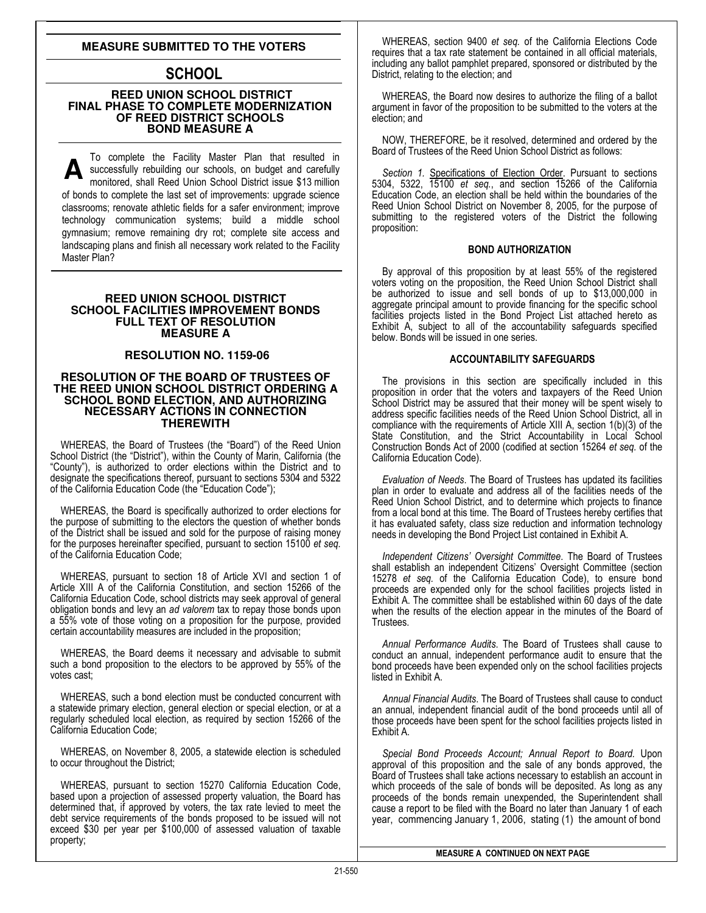## MEASURE SUBMITTED TO THE VOTERS

# SCHOOL

### REED UNION SCHOOL DISTRICT FINAL PHASE TO COMPLETE MODERNIZATION OF REED DISTRICT SCHOOLS BOND MEASURE A

**A** To complete the Facility Master Plan that resulted in successfully rebuilding our schools, on budget and carefully monitored, shall Reed Union School District issue $13 million of bonds to complete the last set of improvements: upgrade science classrooms; renovate athletic fields for a safer environment; improve technology communication systems; build a middle school gymnasium; remove remaining dry rot; complete site access and landscaping plans and finish all necessary work related to the Facility Master Plan?

### REED UNION SCHOOL DISTRICT SCHOOL FACILITIES IMPROVEMENT BONDS FULL TEXT OF RESOLUTION MEASURE A

### RESOLUTION NO. 1159-06

### RESOLUTION OF THE BOARD OF TRUSTEES OF THE REED UNION SCHOOL DISTRICT ORDERING A SCHOOL BOND ELECTION, AND AUTHORIZING NECESSARY ACTIONS IN CONNECTION THEREWITH

WHEREAS, the Board of Trustees (the "Board") of the Reed Union School District (the "District"), within the County of Marin, California (the "County"), is authorized to order elections within the District and to designate the specifications thereof, pursuant to sections 5304 and 5322 of the California Education Code (the "Education Code");

WHEREAS, the Board is specifically authorized to order elections for the purpose of submitting to the electors the question of whether bonds of the District shall be issued and sold for the purpose of raising money for the purposes hereinafter specified, pursuant to section 15100 *et seq.* of the California Education Code;

WHEREAS, pursuant to section 18 of Article XVI and section 1 of Article XIII A of the California Constitution, and section 15266 of the California Education Code, school districts may seek approval of general obligation bonds and levy an *ad valorem* tax to repay those bonds upon a 55% vote of those voting on a proposition for the purpose, provided certain accountability measures are included in the proposition;

WHEREAS, the Board deems it necessary and advisable to submit such a bond proposition to the electors to be approved by 55% of the votes cast;

WHEREAS, such a bond election must be conducted concurrent with a statewide primary election, general election or special election, or at a regularly scheduled local election, as required by section 15266 of the California Education Code;

WHEREAS, on November 8, 2005, a statewide election is scheduled to occur throughout the District;

WHEREAS, pursuant to section 15270 California Education Code, based upon a projection of assessed property valuation, the Board has determined that, if approved by voters, the tax rate levied to meet the debt service requirements of the bonds proposed to be issued will not exceed $30 per year per $100,000 of assessed valuation of taxable property;

WHEREAS, section 9400 *et seq.* of the California Elections Code requires that a tax rate statement be contained in all official materials, including any ballot pamphlet prepared, sponsored or distributed by the District, relating to the election; and

WHEREAS, the Board now desires to authorize the filing of a ballot argument in favor of the proposition to be submitted to the voters at the election; and

NOW, THEREFORE, be it resolved, determined and ordered by the Board of Trustees of the Reed Union School District as follows:

*Section 1.* Specifications of Election Order. Pursuant to sections 5304, 5322, 15100 *et seq.*, and section 15266 of the California Education Code, an election shall be held within the boundaries of the Reed Union School District on November 8, 2005, for the purpose of submitting to the registered voters of the District the following proposition:

**BOND AUTHORIZATION**

By approval of this proposition by at least 55% of the registered voters voting on the proposition, the Reed Union School District shall be authorized to issue and sell bonds of up to $13,000,000 in aggregate principal amount to provide financing for the specific school facilities projects listed in the Bond Project List attached hereto as Exhibit A, subject to all of the accountability safeguards specified below. Bonds will be issued in one series.

**ACCOUNTABILITY SAFEGUARDS**

The provisions in this section are specifically included in this proposition in order that the voters and taxpayers of the Reed Union School District may be assured that their money will be spent wisely to address specific facilities needs of the Reed Union School District, all in compliance with the requirements of Article XIII A, section 1(b)(3) of the State Constitution, and the Strict Accountability in Local School Construction Bonds Act of 2000 (codified at section 15264 *et seq.* of the California Education Code).

*Evaluation of Needs*. The Board of Trustees has updated its facilities plan in order to evaluate and address all of the facilities needs of the Reed Union School District, and to determine which projects to finance from a local bond at this time. The Board of Trustees hereby certifies that it has evaluated safety, class size reduction and information technology needs in developing the Bond Project List contained in Exhibit A.

*Independent Citizens' Oversight Committee*. The Board of Trustees shall establish an independent Citizens' Oversight Committee (section 15278 *et seq.* of the California Education Code), to ensure bond proceeds are expended only for the school facilities projects listed in Exhibit A. The committee shall be established within 60 days of the date when the results of the election appear in the minutes of the Board of Trustees.

*Annual Performance Audits*. The Board of Trustees shall cause to conduct an annual, independent performance audit to ensure that the bond proceeds have been expended only on the school facilities projects listed in Exhibit A.

*Annual Financial Audits*. The Board of Trustees shall cause to conduct an annual, independent financial audit of the bond proceeds until all of those proceeds have been spent for the school facilities projects listed in Exhibit A.

*Special Bond Proceeds Account; Annual Report to Board*. Upon approval of this proposition and the sale of any bonds approved, the Board of Trustees shall take actions necessary to establish an account in which proceeds of the sale of bonds will be deposited. As long as any proceeds of the bonds remain unexpended, the Superintendent shall cause a report to be filed with the Board no later than January 1 of each year, commencing January 1, 2006, stating (1) the amount of bond

**MEASURE A CONTINUED ON NEXT PAGE**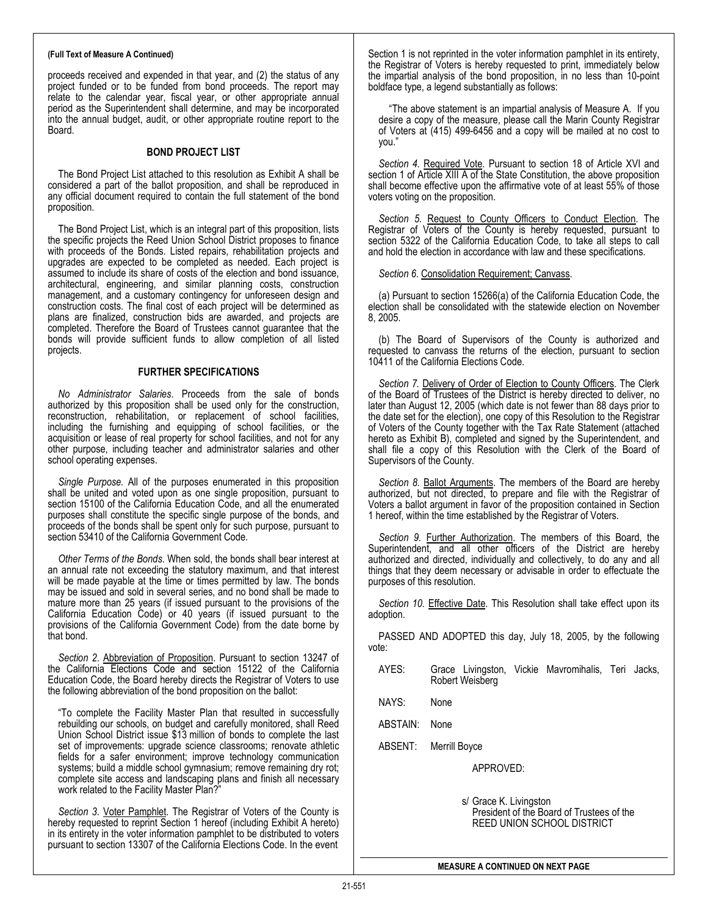**(Full Text of Measure A Continued)**

proceeds received and expended in that year, and (2) the status of any project funded or to be funded from bond proceeds. The report may relate to the calendar year, fiscal year, or other appropriate annual period as the Superintendent shall determine, and may be incorporated into the annual budget, audit, or other appropriate routine report to the Board.

### BOND PROJECT LIST

The Bond Project List attached to this resolution as Exhibit A shall be considered a part of the ballot proposition, and shall be reproduced in any official document required to contain the full statement of the bond proposition.

The Bond Project List, which is an integral part of this proposition, lists the specific projects the Reed Union School District proposes to finance with proceeds of the Bonds. Listed repairs, rehabilitation projects and upgrades are expected to be completed as needed. Each project is assumed to include its share of costs of the election and bond issuance, architectural, engineering, and similar planning costs, construction management, and a customary contingency for unforeseen design and construction costs. The final cost of each project will be determined as plans are finalized, construction bids are awarded, and projects are completed. Therefore the Board of Trustees cannot guarantee that the bonds will provide sufficient funds to allow completion of all listed projects.

### FURTHER SPECIFICATIONS

*No Administrator Salaries*. Proceeds from the sale of bonds authorized by this proposition shall be used only for the construction, reconstruction, rehabilitation, or replacement of school facilities, including the furnishing and equipping of school facilities, or the acquisition or lease of real property for school facilities, and not for any other purpose, including teacher and administrator salaries and other school operating expenses.

*Single Purpose.* All of the purposes enumerated in this proposition shall be united and voted upon as one single proposition, pursuant to section 15100 of the California Education Code, and all the enumerated purposes shall constitute the specific single purpose of the bonds, and proceeds of the bonds shall be spent only for such purpose, pursuant to section 53410 of the California Government Code.

*Other Terms of the Bonds.* When sold, the bonds shall bear interest at an annual rate not exceeding the statutory maximum, and that interest will be made payable at the time or times permitted by law. The bonds may be issued and sold in several series, and no bond shall be made to mature more than 25 years (if issued pursuant to the provisions of the California Education Code) or 40 years (if issued pursuant to the provisions of the California Government Code) from the date borne by that bond.

*Section 2*. Abbreviation of Proposition. Pursuant to section 13247 of the California Elections Code and section 15122 of the California Education Code, the Board hereby directs the Registrar of Voters to use the following abbreviation of the bond proposition on the ballot:

"To complete the Facility Master Plan that resulted in successfully rebuilding our schools, on budget and carefully monitored, shall Reed Union School District issue $13 million of bonds to complete the last set of improvements: upgrade science classrooms; renovate athletic fields for a safer environment; improve technology communication systems; build a middle school gymnasium; remove remaining dry rot; complete site access and landscaping plans and finish all necessary work related to the Facility Master Plan?"

*Section 3*. Voter Pamphlet. The Registrar of Voters of the County is hereby requested to reprint Section 1 hereof (including Exhibit A hereto) in its entirety in the voter information pamphlet to be distributed to voters pursuant to section 13307 of the California Elections Code. In the event Section 1 is not reprinted in the voter information pamphlet in its entirety, the Registrar of Voters is hereby requested to print, immediately below the impartial analysis of the bond proposition, in no less than 10-point boldface type, a legend substantially as follows:

"The above statement is an impartial analysis of Measure A. If you desire a copy of the measure, please call the Marin County Registrar of Voters at (415) 499-6456 and a copy will be mailed at no cost to you."

*Section 4.* Required Vote. Pursuant to section 18 of Article XVI and section 1 of Article XIII A of the State Constitution, the above proposition shall become effective upon the affirmative vote of at least 55% of those voters voting on the proposition.

*Section 5*. Request to County Officers to Conduct Election. The Registrar of Voters of the County is hereby requested, pursuant to section 5322 of the California Education Code, to take all steps to call and hold the election in accordance with law and these specifications.

*Section 6*. Consolidation Requirement; Canvass.

(a) Pursuant to section 15266(a) of the California Education Code, the election shall be consolidated with the statewide election on November 8, 2005.

(b) The Board of Supervisors of the County is authorized and requested to canvass the returns of the election, pursuant to section 10411 of the California Elections Code.

*Section 7.* Delivery of Order of Election to County Officers. The Clerk of the Board of Trustees of the District is hereby directed to deliver, no later than August 12, 2005 (which date is not fewer than 88 days prior to the date set for the election), one copy of this Resolution to the Registrar of Voters of the County together with the Tax Rate Statement (attached hereto as Exhibit B), completed and signed by the Superintendent, and shall file a copy of this Resolution with the Clerk of the Board of Supervisors of the County.

*Section 8.* Ballot Arguments. The members of the Board are hereby authorized, but not directed, to prepare and file with the Registrar of Voters a ballot argument in favor of the proposition contained in Section 1 hereof, within the time established by the Registrar of Voters.

*Section 9.* Further Authorization. The members of this Board, the Superintendent, and all other officers of the District are hereby authorized and directed, individually and collectively, to do any and all things that they deem necessary or advisable in order to effectuate the purposes of this resolution.

*Section 10.* Effective Date. This Resolution shall take effect upon its adoption.

PASSED AND ADOPTED this day, July 18, 2005, by the following vote:

AYES: Grace Livingston, Vickie Mavromihalis, Teri Jacks, Robert Weisberg

NAYS: None

ABSTAIN: None

ABSENT: Merrill Boyce

APPROVED:

s/ Grace K. Livingston
President of the Board of Trustees of the
REED UNION SCHOOL DISTRICT

**MEASURE A CONTINUED ON NEXT PAGE**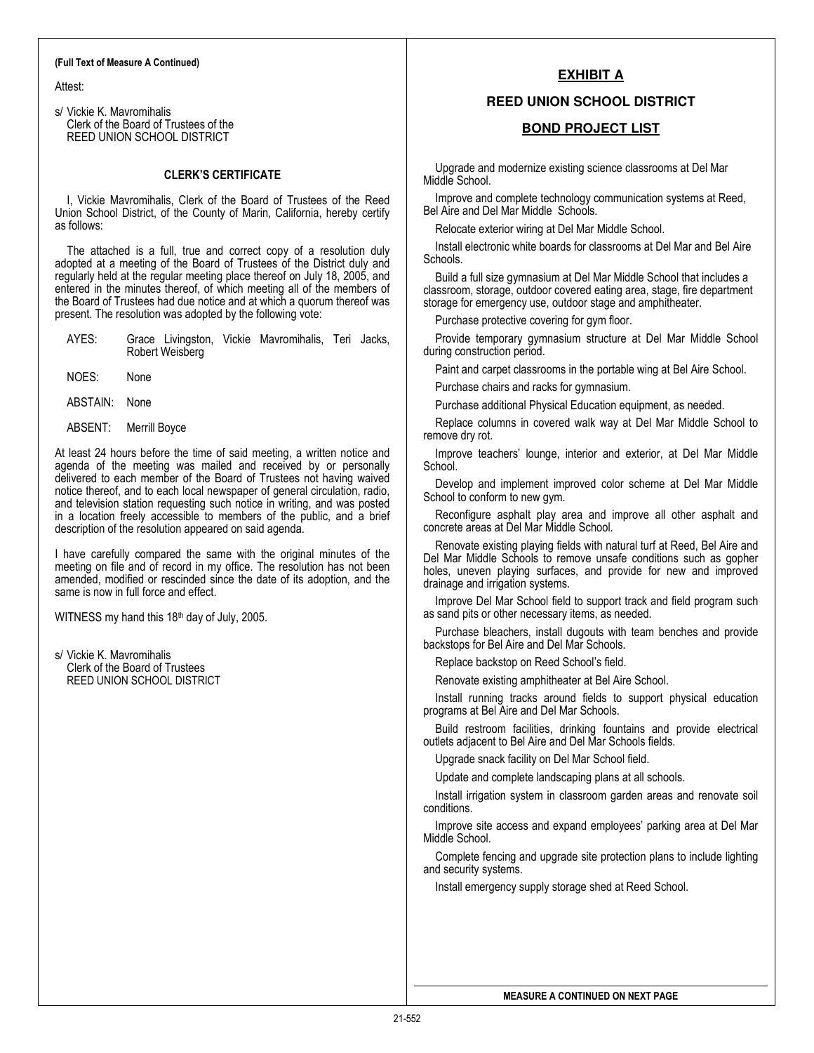**(Full Text of Measure A Continued)**

Attest:

s/ Vickie K. Mavromihalis
Clerk of the Board of Trustees of the
REED UNION SCHOOL DISTRICT

### CLERK'S CERTIFICATE

I, Vickie Mavromihalis, Clerk of the Board of Trustees of the Reed Union School District, of the County of Marin, California, hereby certify as follows:

The attached is a full, true and correct copy of a resolution duly adopted at a meeting of the Board of Trustees of the District duly and regularly held at the regular meeting place thereof on July 18, 2005, and entered in the minutes thereof, of which meeting all of the members of the Board of Trustees had due notice and at which a quorum thereof was present. The resolution was adopted by the following vote:

AYES: Grace Livingston, Vickie Mavromihalis, Teri Jacks, Robert Weisberg

NOES: None

ABSTAIN: None

ABSENT: Merrill Boyce

At least 24 hours before the time of said meeting, a written notice and agenda of the meeting was mailed and received by or personally delivered to each member of the Board of Trustees not having waived notice thereof, and to each local newspaper of general circulation, radio, and television station requesting such notice in writing, and was posted in a location freely accessible to members of the public, and a brief description of the resolution appeared on said agenda.

I have carefully compared the same with the original minutes of the meeting on file and of record in my office. The resolution has not been amended, modified or rescinded since the date of its adoption, and the same is now in full force and effect.

WITNESS my hand this 18th day of July, 2005.

s/ Vickie K. Mavromihalis
Clerk of the Board of Trustees
REED UNION SCHOOL DISTRICT

## EXHIBIT A

## REED UNION SCHOOL DISTRICT

## BOND PROJECT LIST

Upgrade and modernize existing science classrooms at Del Mar Middle School.

Improve and complete technology communication systems at Reed, Bel Aire and Del Mar Middle Schools.

Relocate exterior wiring at Del Mar Middle School.

Install electronic white boards for classrooms at Del Mar and Bel Aire Schools.

Build a full size gymnasium at Del Mar Middle School that includes a classroom, storage, outdoor covered eating area, stage, fire department storage for emergency use, outdoor stage and amphitheater.

Purchase protective covering for gym floor.

Provide temporary gymnasium structure at Del Mar Middle School during construction period.

Paint and carpet classrooms in the portable wing at Bel Aire School.

Purchase chairs and racks for gymnasium.

Purchase additional Physical Education equipment, as needed.

Replace columns in covered walk way at Del Mar Middle School to remove dry rot.

Improve teachers' lounge, interior and exterior, at Del Mar Middle School.

Develop and implement improved color scheme at Del Mar Middle School to conform to new gym.

Reconfigure asphalt play area and improve all other asphalt and concrete areas at Del Mar Middle School.

Renovate existing playing fields with natural turf at Reed, Bel Aire and Del Mar Middle Schools to remove unsafe conditions such as gopher holes, uneven playing surfaces, and provide for new and improved drainage and irrigation systems.

Improve Del Mar School field to support track and field program such as sand pits or other necessary items, as needed.

Purchase bleachers, install dugouts with team benches and provide backstops for Bel Aire and Del Mar Schools.

Replace backstop on Reed School's field.

Renovate existing amphitheater at Bel Aire School.

Install running tracks around fields to support physical education programs at Bel Aire and Del Mar Schools.

Build restroom facilities, drinking fountains and provide electrical outlets adjacent to Bel Aire and Del Mar Schools fields.

Upgrade snack facility on Del Mar School field.

Update and complete landscaping plans at all schools.

Install irrigation system in classroom garden areas and renovate soil conditions.

Improve site access and expand employees' parking area at Del Mar Middle School.

Complete fencing and upgrade site protection plans to include lighting and security systems.

Install emergency supply storage shed at Reed School.

**MEASURE A CONTINUED ON NEXT PAGE**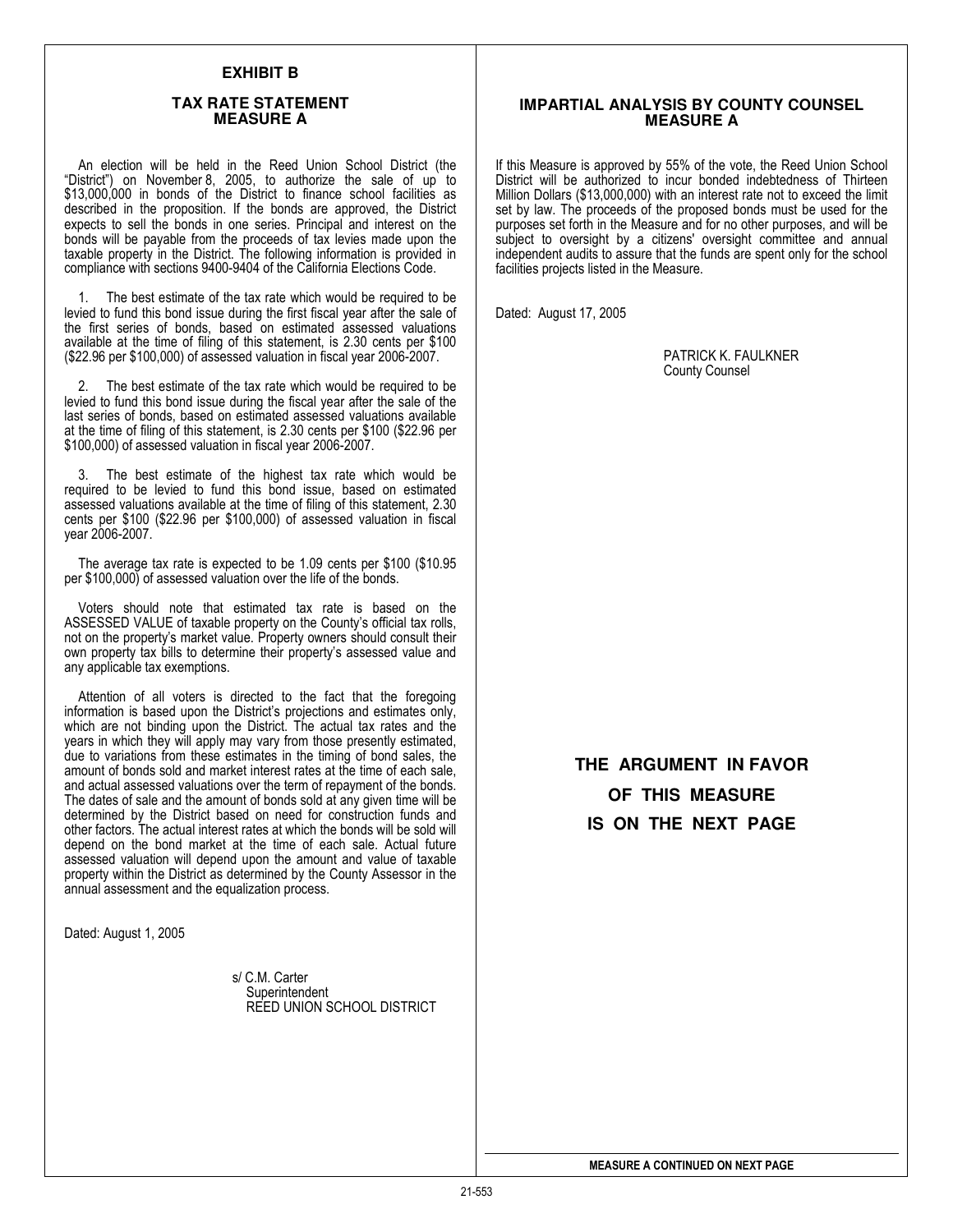## EXHIBIT B

### TAX RATE STATEMENT
### MEASURE A

An election will be held in the Reed Union School District (the "District") on November 8, 2005, to authorize the sale of up to $13,000,000 in bonds of the District to finance school facilities as described in the proposition. If the bonds are approved, the District expects to sell the bonds in one series. Principal and interest on the bonds will be payable from the proceeds of tax levies made upon the taxable property in the District. The following information is provided in compliance with sections 9400-9404 of the California Elections Code.

1. The best estimate of the tax rate which would be required to be levied to fund this bond issue during the first fiscal year after the sale of the first series of bonds, based on estimated assessed valuations available at the time of filing of this statement, is 2.30 cents per $100 ($22.96 per $100,000) of assessed valuation in fiscal year 2006-2007.

2. The best estimate of the tax rate which would be required to be levied to fund this bond issue during the fiscal year after the sale of the last series of bonds, based on estimated assessed valuations available at the time of filing of this statement, is 2.30 cents per $100 ($22.96 per $100,000) of assessed valuation in fiscal year 2006-2007.

3. The best estimate of the highest tax rate which would be required to be levied to fund this bond issue, based on estimated assessed valuations available at the time of filing of this statement, 2.30 cents per $100 ($22.96 per $100,000) of assessed valuation in fiscal year 2006-2007.

The average tax rate is expected to be 1.09 cents per $100 ($10.95 per $100,000) of assessed valuation over the life of the bonds.

Voters should note that estimated tax rate is based on the ASSESSED VALUE of taxable property on the County's official tax rolls, not on the property's market value. Property owners should consult their own property tax bills to determine their property's assessed value and any applicable tax exemptions.

Attention of all voters is directed to the fact that the foregoing information is based upon the District's projections and estimates only, which are not binding upon the District. The actual tax rates and the years in which they will apply may vary from those presently estimated, due to variations from these estimates in the timing of bond sales, the amount of bonds sold and market interest rates at the time of each sale, and actual assessed valuations over the term of repayment of the bonds. The dates of sale and the amount of bonds sold at any given time will be determined by the District based on need for construction funds and other factors. The actual interest rates at which the bonds will be sold will depend on the bond market at the time of each sale. Actual future assessed valuation will depend upon the amount and value of taxable property within the District as determined by the County Assessor in the annual assessment and the equalization process.

Dated: August 1, 2005

s/ C.M. Carter
Superintendent
REED UNION SCHOOL DISTRICT

### IMPARTIAL ANALYSIS BY COUNTY COUNSEL
### MEASURE A

If this Measure is approved by 55% of the vote, the Reed Union School District will be authorized to incur bonded indebtedness of Thirteen Million Dollars ($13,000,000) with an interest rate not to exceed the limit set by law. The proceeds of the proposed bonds must be used for the purposes set forth in the Measure and for no other purposes, and will be subject to oversight by a citizens' oversight committee and annual independent audits to assure that the funds are spent only for the school facilities projects listed in the Measure.

Dated: August 17, 2005

PATRICK K. FAULKNER
County Counsel

**THE ARGUMENT IN FAVOR OF THIS MEASURE IS ON THE NEXT PAGE**

**MEASURE A CONTINUED ON NEXT PAGE**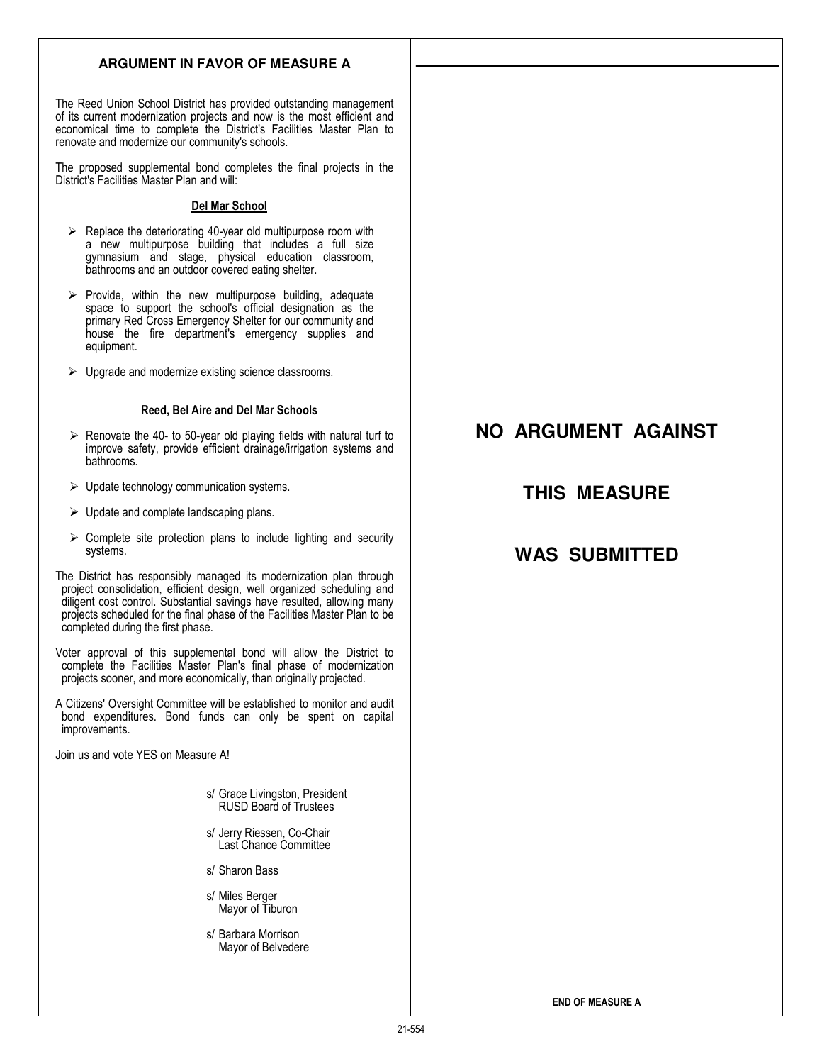## ARGUMENT IN FAVOR OF MEASURE A

The Reed Union School District has provided outstanding management of its current modernization projects and now is the most efficient and economical time to complete the District's Facilities Master Plan to renovate and modernize our community's schools.

The proposed supplemental bond completes the final projects in the District's Facilities Master Plan and will:

### Del Mar School

- Replace the deteriorating 40-year old multipurpose room with a new multipurpose building that includes a full size gymnasium and stage, physical education classroom, bathrooms and an outdoor covered eating shelter.
- Provide, within the new multipurpose building, adequate space to support the school's official designation as the primary Red Cross Emergency Shelter for our community and house the fire department's emergency supplies and equipment.
- Upgrade and modernize existing science classrooms.

### Reed, Bel Aire and Del Mar Schools

- Renovate the 40- to 50-year old playing fields with natural turf to improve safety, provide efficient drainage/irrigation systems and bathrooms.
- Update technology communication systems.
- Update and complete landscaping plans.
- Complete site protection plans to include lighting and security systems.

The District has responsibly managed its modernization plan through project consolidation, efficient design, well organized scheduling and diligent cost control. Substantial savings have resulted, allowing many projects scheduled for the final phase of the Facilities Master Plan to be completed during the first phase.

Voter approval of this supplemental bond will allow the District to complete the Facilities Master Plan's final phase of modernization projects sooner, and more economically, than originally projected.

A Citizens' Oversight Committee will be established to monitor and audit bond expenditures. Bond funds can only be spent on capital improvements.

Join us and vote YES on Measure A!

s/ Grace Livingston, President
RUSD Board of Trustees

s/ Jerry Riessen, Co-Chair
Last Chance Committee

s/ Sharon Bass

s/ Miles Berger
Mayor of Tiburon

s/ Barbara Morrison
Mayor of Belvedere

## NO ARGUMENT AGAINST THIS MEASURE WAS SUBMITTED

**END OF MEASURE A**